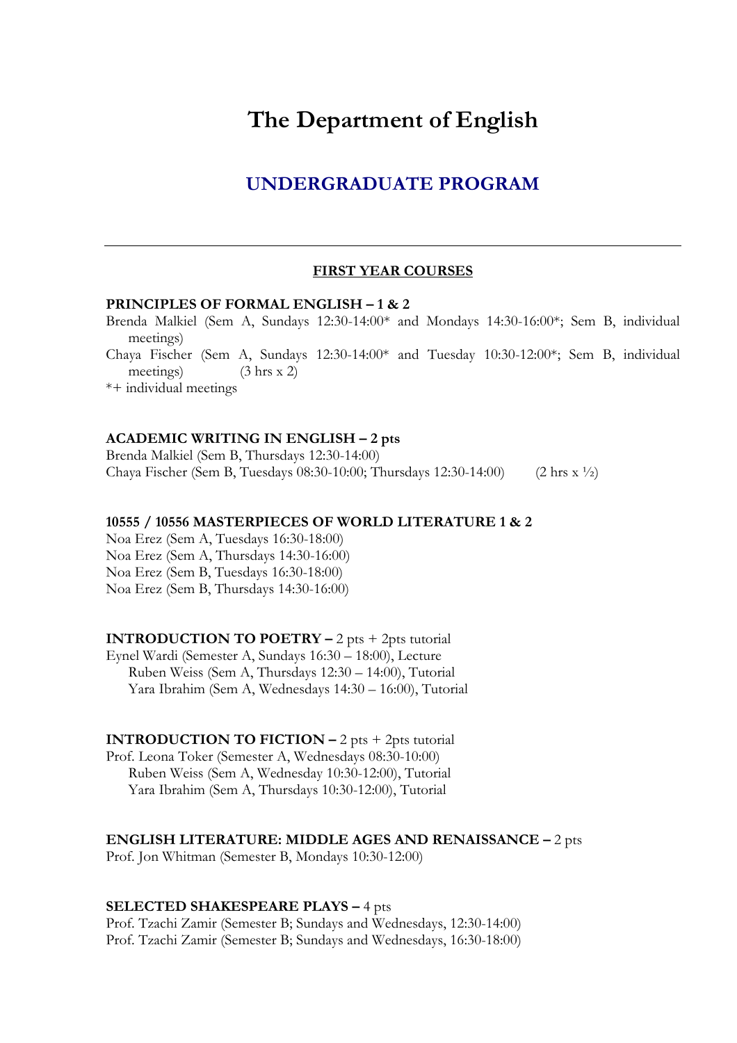# The Department of English

## UNDERGRADUATE PROGRAM

---

### FIRST YEAR COURSES

**PRINCIPLES OF FORMAL ENGLISH – 1 & 2**

Brenda Malkiel (Sem A, Sundays 12:30-14:00* and Mondays 14:30-16:00*; Sem B, individual meetings)

Chaya Fischer (Sem A, Sundays 12:30-14:00* and Tuesday 10:30-12:00*; Sem B, individual meetings) (3 hrs x 2)

*+ individual meetings

**ACADEMIC WRITING IN ENGLISH – 2 pts**

Brenda Malkiel (Sem B, Thursdays 12:30-14:00)

Chaya Fischer (Sem B, Tuesdays 08:30-10:00; Thursdays 12:30-14:00) (2 hrs x ½)

**10555 / 10556 MASTERPIECES OF WORLD LITERATURE 1 & 2**

Noa Erez (Sem A, Tuesdays 16:30-18:00)

Noa Erez (Sem A, Thursdays 14:30-16:00)

Noa Erez (Sem B, Tuesdays 16:30-18:00)

Noa Erez (Sem B, Thursdays 14:30-16:00)

**INTRODUCTION TO POETRY –** 2 pts + 2pts tutorial

Eynel Wardi (Semester A, Sundays 16:30 – 18:00), Lecture

Ruben Weiss (Sem A, Thursdays 12:30 – 14:00), Tutorial

Yara Ibrahim (Sem A, Wednesdays 14:30 – 16:00), Tutorial

**INTRODUCTION TO FICTION –** 2 pts + 2pts tutorial

Prof. Leona Toker (Semester A, Wednesdays 08:30-10:00)

Ruben Weiss (Sem A, Wednesday 10:30-12:00), Tutorial

Yara Ibrahim (Sem A, Thursdays 10:30-12:00), Tutorial

**ENGLISH LITERATURE: MIDDLE AGES AND RENAISSANCE –** 2 pts

Prof. Jon Whitman (Semester B, Mondays 10:30-12:00)

**SELECTED SHAKESPEARE PLAYS –** 4 pts

Prof. Tzachi Zamir (Semester B; Sundays and Wednesdays, 12:30-14:00)

Prof. Tzachi Zamir (Semester B; Sundays and Wednesdays, 16:30-18:00)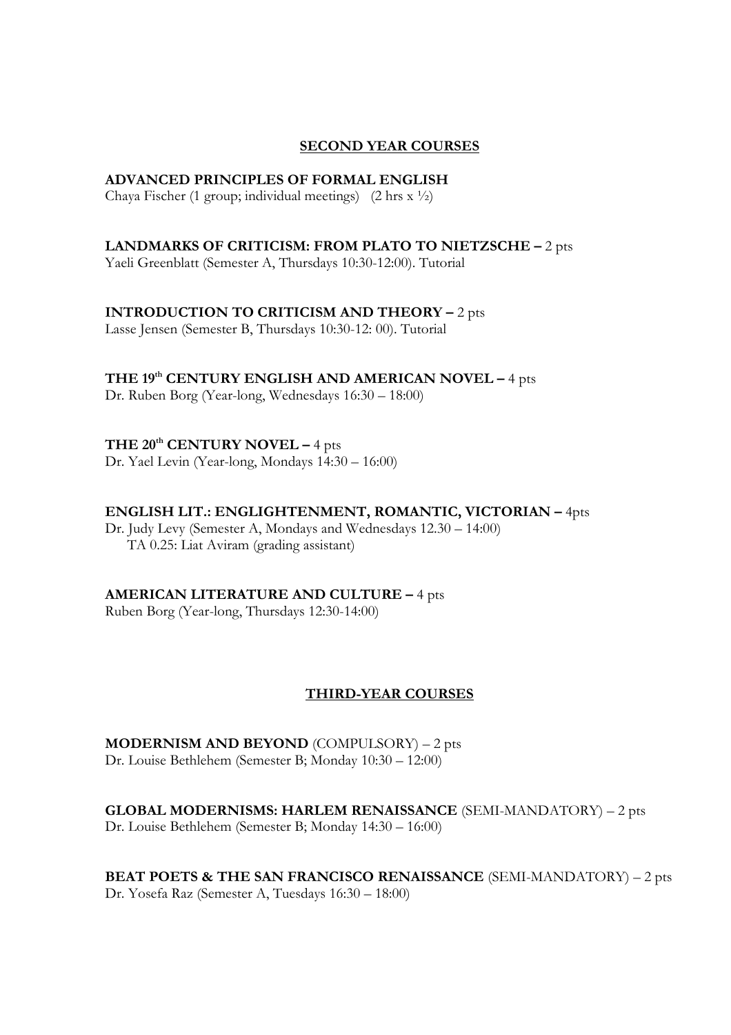## SECOND YEAR COURSES

**ADVANCED PRINCIPLES OF FORMAL ENGLISH**
Chaya Fischer (1 group; individual meetings) (2 hrs x ½)

**LANDMARKS OF CRITICISM: FROM PLATO TO NIETZSCHE –** 2 pts
Yaeli Greenblatt (Semester A, Thursdays 10:30-12:00). Tutorial

**INTRODUCTION TO CRITICISM AND THEORY –** 2 pts
Lasse Jensen (Semester B, Thursdays 10:30-12: 00). Tutorial

**THE 19th CENTURY ENGLISH AND AMERICAN NOVEL –** 4 pts
Dr. Ruben Borg (Year-long, Wednesdays 16:30 – 18:00)

**THE 20th CENTURY NOVEL –** 4 pts
Dr. Yael Levin (Year-long, Mondays 14:30 – 16:00)

**ENGLISH LIT.: ENGLIGHTENMENT, ROMANTIC, VICTORIAN –** 4pts
Dr. Judy Levy (Semester A, Mondays and Wednesdays 12.30 – 14:00)
TA 0.25: Liat Aviram (grading assistant)

**AMERICAN LITERATURE AND CULTURE –** 4 pts
Ruben Borg (Year-long, Thursdays 12:30-14:00)

## THIRD-YEAR COURSES

**MODERNISM AND BEYOND** (COMPULSORY) – 2 pts
Dr. Louise Bethlehem (Semester B; Monday 10:30 – 12:00)

**GLOBAL MODERNISMS: HARLEM RENAISSANCE** (SEMI-MANDATORY) – 2 pts
Dr. Louise Bethlehem (Semester B; Monday 14:30 – 16:00)

**BEAT POETS & THE SAN FRANCISCO RENAISSANCE** (SEMI-MANDATORY) – 2 pts
Dr. Yosefa Raz (Semester A, Tuesdays 16:30 – 18:00)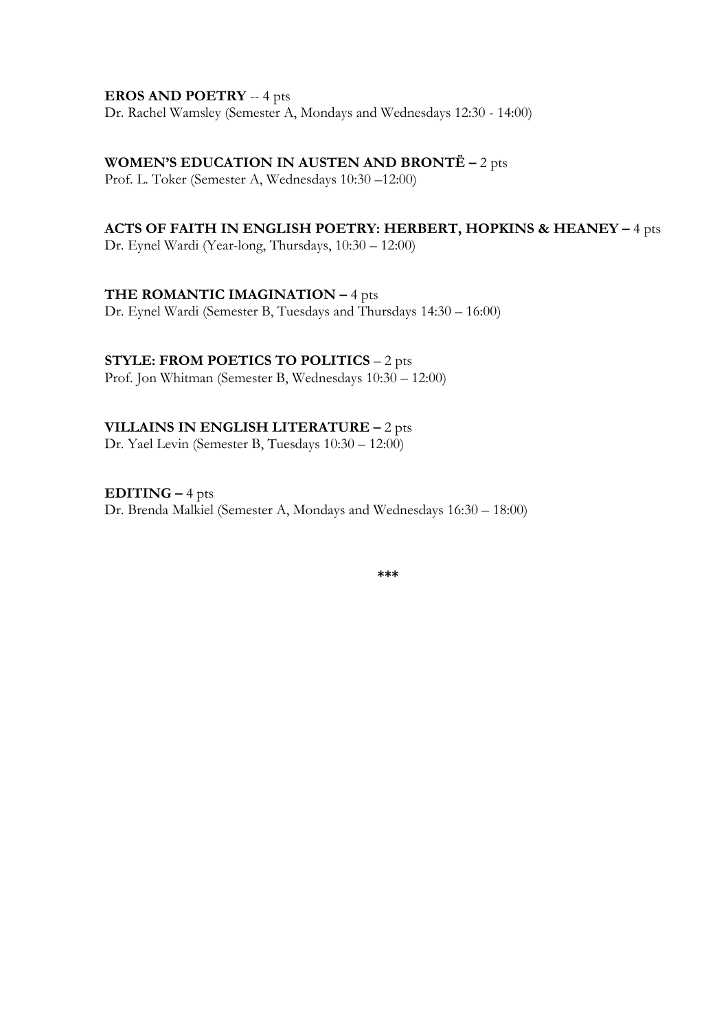**EROS AND POETRY** -- 4 pts
Dr. Rachel Wamsley (Semester A, Mondays and Wednesdays 12:30 - 14:00)

**WOMEN'S EDUCATION IN AUSTEN AND BRONTË –** 2 pts
Prof. L. Toker (Semester A, Wednesdays 10:30 –12:00)

**ACTS OF FAITH IN ENGLISH POETRY: HERBERT, HOPKINS & HEANEY –** 4 pts
Dr. Eynel Wardi (Year-long, Thursdays, 10:30 – 12:00)

**THE ROMANTIC IMAGINATION –** 4 pts
Dr. Eynel Wardi (Semester B, Tuesdays and Thursdays 14:30 – 16:00)

**STYLE: FROM POETICS TO POLITICS** – 2 pts
Prof. Jon Whitman (Semester B, Wednesdays 10:30 – 12:00)

**VILLAINS IN ENGLISH LITERATURE –** 2 pts
Dr. Yael Levin (Semester B, Tuesdays 10:30 – 12:00)

**EDITING –** 4 pts
Dr. Brenda Malkiel (Semester A, Mondays and Wednesdays 16:30 – 18:00)

***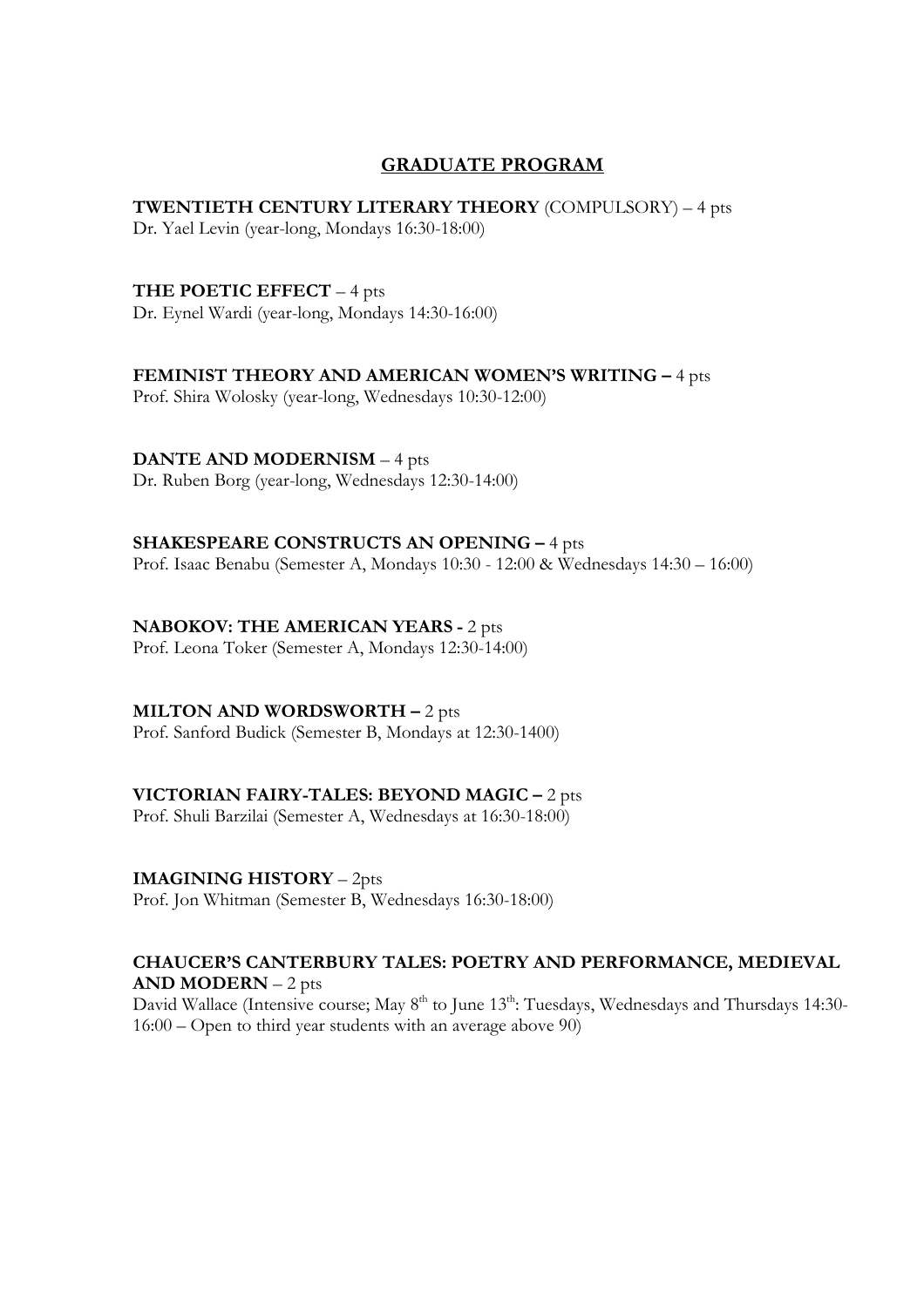## GRADUATE PROGRAM

**TWENTIETH CENTURY LITERARY THEORY** (COMPULSORY) – 4 pts
Dr. Yael Levin (year-long, Mondays 16:30-18:00)

**THE POETIC EFFECT** – 4 pts
Dr. Eynel Wardi (year-long, Mondays 14:30-16:00)

**FEMINIST THEORY AND AMERICAN WOMEN'S WRITING –** 4 pts
Prof. Shira Wolosky (year-long, Wednesdays 10:30-12:00)

**DANTE AND MODERNISM** – 4 pts
Dr. Ruben Borg (year-long, Wednesdays 12:30-14:00)

**SHAKESPEARE CONSTRUCTS AN OPENING –** 4 pts
Prof. Isaac Benabu (Semester A, Mondays 10:30 - 12:00 & Wednesdays 14:30 – 16:00)

**NABOKOV: THE AMERICAN YEARS -** 2 pts
Prof. Leona Toker (Semester A, Mondays 12:30-14:00)

**MILTON AND WORDSWORTH –** 2 pts
Prof. Sanford Budick (Semester B, Mondays at 12:30-1400)

**VICTORIAN FAIRY-TALES: BEYOND MAGIC –** 2 pts
Prof. Shuli Barzilai (Semester A, Wednesdays at 16:30-18:00)

**IMAGINING HISTORY** – 2pts
Prof. Jon Whitman (Semester B, Wednesdays 16:30-18:00)

**CHAUCER'S CANTERBURY TALES: POETRY AND PERFORMANCE, MEDIEVAL AND MODERN** – 2 pts
David Wallace (Intensive course; May 8th to June 13th: Tuesdays, Wednesdays and Thursdays 14:30-16:00 – Open to third year students with an average above 90)